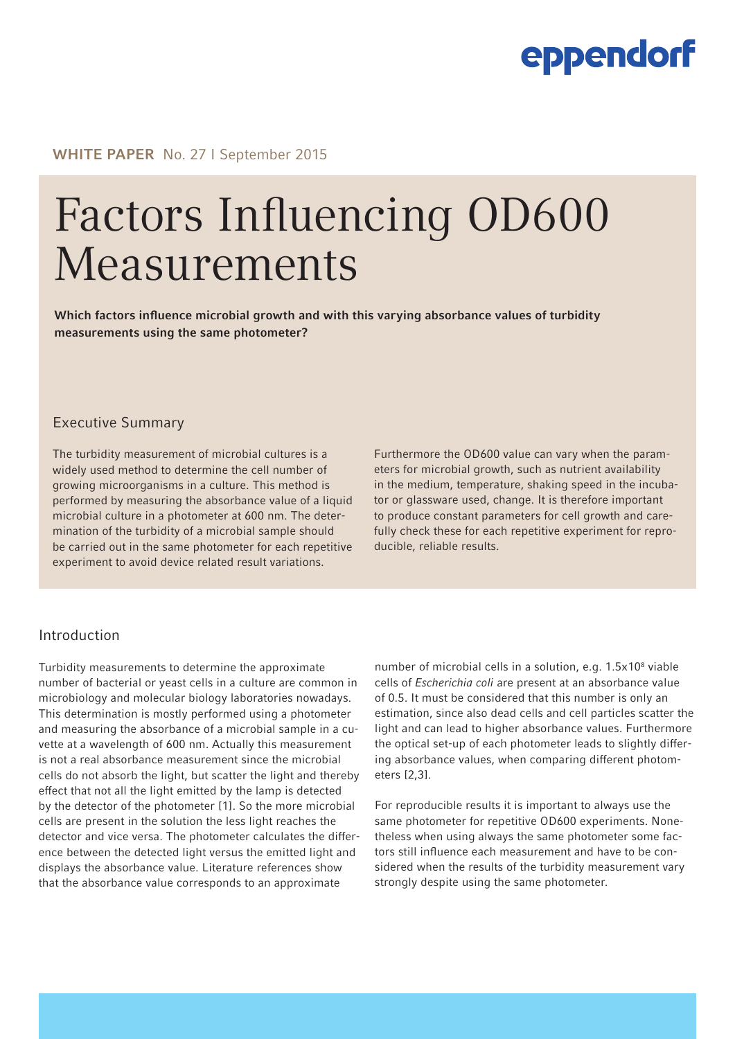WHITE PAPER No. 27 I September 2015

# Factors Influencing OD600 Measurements

**Which factors influence microbial growth and with this varying absorbance values of turbidity measurements using the same photometer?**

## Executive Summary

The turbidity measurement of microbial cultures is a widely used method to determine the cell number of growing microorganisms in a culture. This method is performed by measuring the absorbance value of a liquid microbial culture in a photometer at 600 nm. The determination of the turbidity of a microbial sample should be carried out in the same photometer for each repetitive experiment to avoid device related result variations.

Furthermore the OD600 value can vary when the parameters for microbial growth, such as nutrient availability in the medium, temperature, shaking speed in the incubator or glassware used, change. It is therefore important to produce constant parameters for cell growth and carefully check these for each repetitive experiment for reproducible, reliable results.

## Introduction

Turbidity measurements to determine the approximate number of bacterial or yeast cells in a culture are common in microbiology and molecular biology laboratories nowadays. This determination is mostly performed using a photometer and measuring the absorbance of a microbial sample in a cuvette at a wavelength of 600 nm. Actually this measurement is not a real absorbance measurement since the microbial cells do not absorb the light, but scatter the light and thereby effect that not all the light emitted by the lamp is detected by the detector of the photometer [1]. So the more microbial cells are present in the solution the less light reaches the detector and vice versa. The photometer calculates the difference between the detected light versus the emitted light and displays the absorbance value. Literature references show that the absorbance value corresponds to an approximate number of microbial cells in a solution, e.g. $1.5 \times 10^8$ viable cells of *Escherichia coli* are present at an absorbance value of 0.5. It must be considered that this number is only an estimation, since also dead cells and cell particles scatter the light and can lead to higher absorbance values. Furthermore the optical set-up of each photometer leads to slightly differing absorbance values, when comparing different photometers [2,3].

For reproducible results it is important to always use the same photometer for repetitive OD600 experiments. Nonetheless when using always the same photometer some factors still influence each measurement and have to be considered when the results of the turbidity measurement vary strongly despite using the same photometer.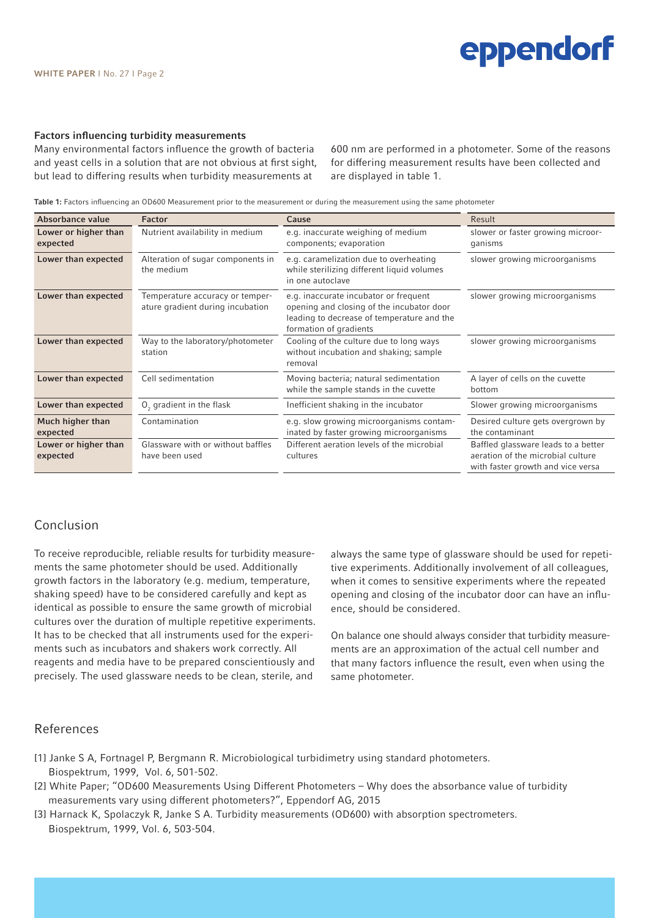### Factors influencing turbidity measurements

Many environmental factors influence the growth of bacteria and yeast cells in a solution that are not obvious at first sight, but lead to differing results when turbidity measurements at 600 nm are performed in a photometer. Some of the reasons for differing measurement results have been collected and are displayed in table 1.

**Table 1:** Factors influencing an OD600 Measurement prior to the measurement or during the measurement using the same photometer

| Absorbance value | Factor | Cause | Result |
|---|---|---|---|
| **Lower or higher than expected** | Nutrient availability in medium | e.g. inaccurate weighing of medium components; evaporation | slower or faster growing microorganisms |
| **Lower than expected** | Alteration of sugar components in the medium | e.g. caramelization due to overheating while sterilizing different liquid volumes in one autoclave | slower growing microorganisms |
| **Lower than expected** | Temperature accuracy or temperature gradient during incubation | e.g. inaccurate incubator or frequent opening and closing of the incubator door leading to decrease of temperature and the formation of gradients | slower growing microorganisms |
| **Lower than expected** | Way to the laboratory/photometer station | Cooling of the culture due to long ways without incubation and shaking; sample removal | slower growing microorganisms |
| **Lower than expected** | Cell sedimentation | Moving bacteria; natural sedimentation while the sample stands in the cuvette | A layer of cells on the cuvette bottom |
| **Lower than expected** | $O_2$ gradient in the flask | Inefficient shaking in the incubator | Slower growing microorganisms |
| **Much higher than expected** | Contamination | e.g. slow growing microorganisms contaminated by faster growing microorganisms | Desired culture gets overgrown by the contaminant |
| **Lower or higher than expected** | Glassware with or without baffles have been used | Different aeration levels of the microbial cultures | Baffled glassware leads to a better aeration of the microbial culture with faster growth and vice versa |

## Conclusion

To receive reproducible, reliable results for turbidity measurements the same photometer should be used. Additionally growth factors in the laboratory (e.g. medium, temperature, shaking speed) have to be considered carefully and kept as identical as possible to ensure the same growth of microbial cultures over the duration of multiple repetitive experiments. It has to be checked that all instruments used for the experiments such as incubators and shakers work correctly. All reagents and media have to be prepared conscientiously and precisely. The used glassware needs to be clean, sterile, and always the same type of glassware should be used for repetitive experiments. Additionally involvement of all colleagues, when it comes to sensitive experiments where the repeated opening and closing of the incubator door can have an influence, should be considered.

On balance one should always consider that turbidity measurements are an approximation of the actual cell number and that many factors influence the result, even when using the same photometer.

## References

[1] Janke S A, Fortnagel P, Bergmann R. Microbiological turbidimetry using standard photometers. Biospektrum, 1999, Vol. 6, 501-502.

[2] White Paper; "OD600 Measurements Using Different Photometers – Why does the absorbance value of turbidity measurements vary using different photometers?", Eppendorf AG, 2015

[3] Harnack K, Spolaczyk R, Janke S A. Turbidity measurements (OD600) with absorption spectrometers. Biospektrum, 1999, Vol. 6, 503-504.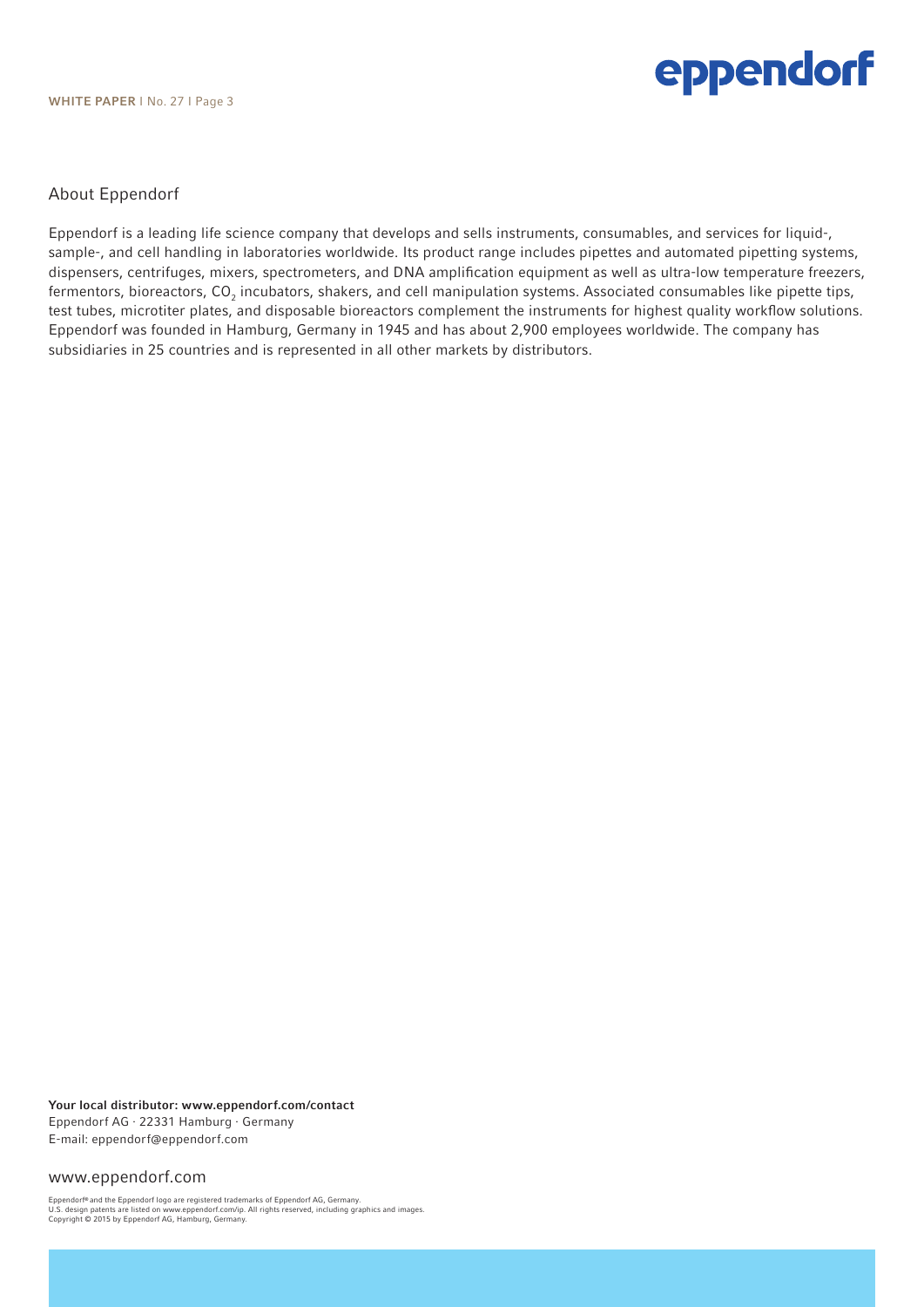## About Eppendorf

Eppendorf is a leading life science company that develops and sells instruments, consumables, and services for liquid-, sample-, and cell handling in laboratories worldwide. Its product range includes pipettes and automated pipetting systems, dispensers, centrifuges, mixers, spectrometers, and DNA amplification equipment as well as ultra-low temperature freezers, fermentors, bioreactors, $CO_2$ incubators, shakers, and cell manipulation systems. Associated consumables like pipette tips, test tubes, microtiter plates, and disposable bioreactors complement the instruments for highest quality workflow solutions. Eppendorf was founded in Hamburg, Germany in 1945 and has about 2,900 employees worldwide. The company has subsidiaries in 25 countries and is represented in all other markets by distributors.

**Your local distributor: www.eppendorf.com/contact**
Eppendorf AG · 22331 Hamburg · Germany
E-mail: eppendorf@eppendorf.com

www.eppendorf.com

Eppendorf® and the Eppendorf logo are registered trademarks of Eppendorf AG, Germany.
U.S. design patents are listed on www.eppendorf.com/ip. All rights reserved, including graphics and images.
Copyright © 2015 by Eppendorf AG, Hamburg, Germany.